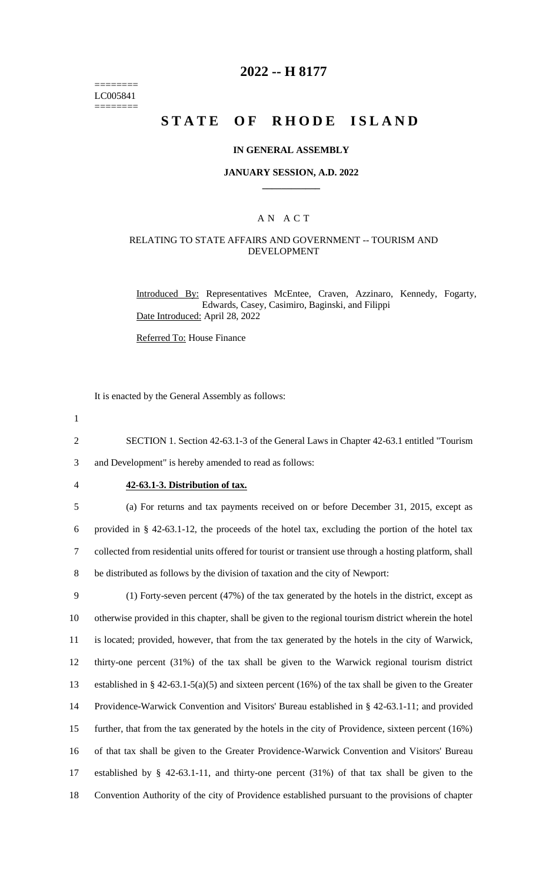========
LC005841
========

# 2022 -- H 8177

# STATE OF RHODE ISLAND

### IN GENERAL ASSEMBLY

### JANUARY SESSION, A.D. 2022

____________

### A N A C T

### RELATING TO STATE AFFAIRS AND GOVERNMENT -- TOURISM AND DEVELOPMENT

Introduced By: Representatives McEntee, Craven, Azzinaro, Kennedy, Fogarty, Edwards, Casey, Casimiro, Baginski, and Filippi

Date Introduced: April 28, 2022

Referred To: House Finance

It is enacted by the General Assembly as follows:

SECTION 1. Section 42-63.1-3 of the General Laws in Chapter 42-63.1 entitled "Tourism and Development" is hereby amended to read as follows:

**42-63.1-3. Distribution of tax.**

(a) For returns and tax payments received on or before December 31, 2015, except as provided in § 42-63.1-12, the proceeds of the hotel tax, excluding the portion of the hotel tax collected from residential units offered for tourist or transient use through a hosting platform, shall be distributed as follows by the division of taxation and the city of Newport:

(1) Forty-seven percent (47%) of the tax generated by the hotels in the district, except as otherwise provided in this chapter, shall be given to the regional tourism district wherein the hotel is located; provided, however, that from the tax generated by the hotels in the city of Warwick, thirty-one percent (31%) of the tax shall be given to the Warwick regional tourism district established in § 42-63.1-5(a)(5) and sixteen percent (16%) of the tax shall be given to the Greater Providence-Warwick Convention and Visitors' Bureau established in § 42-63.1-11; and provided further, that from the tax generated by the hotels in the city of Providence, sixteen percent (16%) of that tax shall be given to the Greater Providence-Warwick Convention and Visitors' Bureau established by § 42-63.1-11, and thirty-one percent (31%) of that tax shall be given to the Convention Authority of the city of Providence established pursuant to the provisions of chapter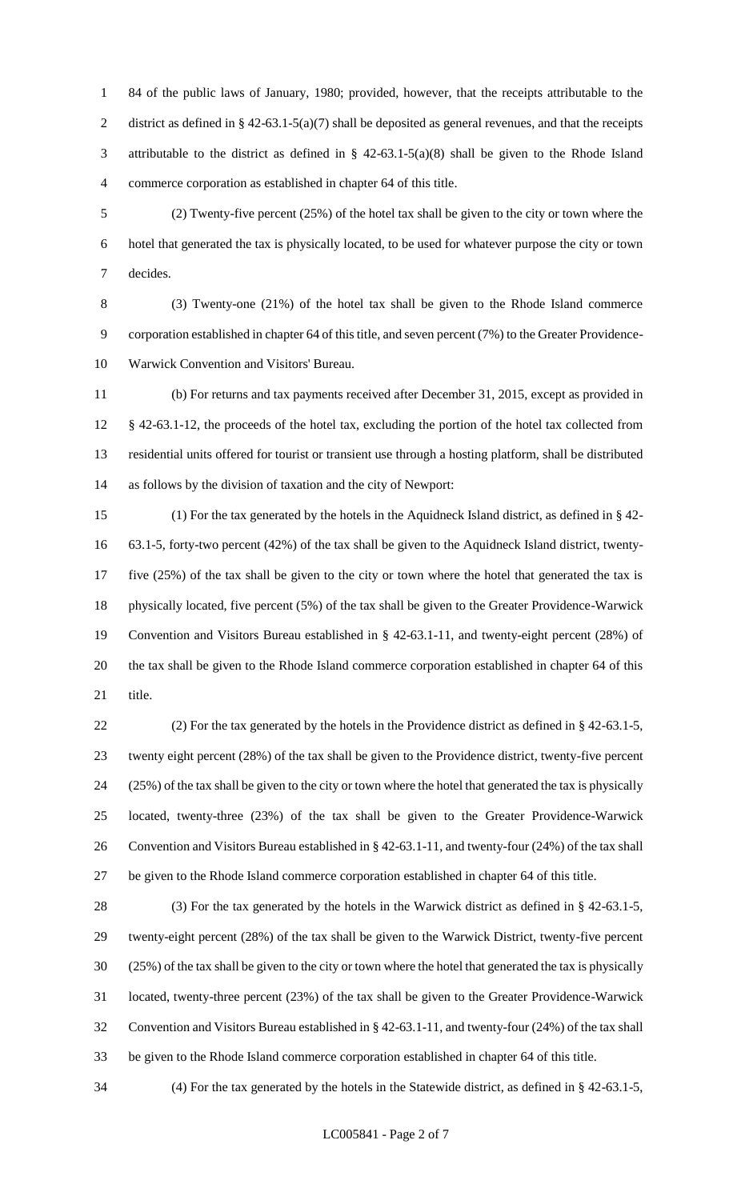84 of the public laws of January, 1980; provided, however, that the receipts attributable to the district as defined in § 42-63.1-5(a)(7) shall be deposited as general revenues, and that the receipts attributable to the district as defined in § 42-63.1-5(a)(8) shall be given to the Rhode Island commerce corporation as established in chapter 64 of this title.

(2) Twenty-five percent (25%) of the hotel tax shall be given to the city or town where the hotel that generated the tax is physically located, to be used for whatever purpose the city or town decides.

(3) Twenty-one (21%) of the hotel tax shall be given to the Rhode Island commerce corporation established in chapter 64 of this title, and seven percent (7%) to the Greater Providence-Warwick Convention and Visitors' Bureau.

(b) For returns and tax payments received after December 31, 2015, except as provided in § 42-63.1-12, the proceeds of the hotel tax, excluding the portion of the hotel tax collected from residential units offered for tourist or transient use through a hosting platform, shall be distributed as follows by the division of taxation and the city of Newport:

(1) For the tax generated by the hotels in the Aquidneck Island district, as defined in § 42-63.1-5, forty-two percent (42%) of the tax shall be given to the Aquidneck Island district, twenty-five (25%) of the tax shall be given to the city or town where the hotel that generated the tax is physically located, five percent (5%) of the tax shall be given to the Greater Providence-Warwick Convention and Visitors Bureau established in § 42-63.1-11, and twenty-eight percent (28%) of the tax shall be given to the Rhode Island commerce corporation established in chapter 64 of this title.

(2) For the tax generated by the hotels in the Providence district as defined in § 42-63.1-5, twenty eight percent (28%) of the tax shall be given to the Providence district, twenty-five percent (25%) of the tax shall be given to the city or town where the hotel that generated the tax is physically located, twenty-three (23%) of the tax shall be given to the Greater Providence-Warwick Convention and Visitors Bureau established in § 42-63.1-11, and twenty-four (24%) of the tax shall be given to the Rhode Island commerce corporation established in chapter 64 of this title.

(3) For the tax generated by the hotels in the Warwick district as defined in § 42-63.1-5, twenty-eight percent (28%) of the tax shall be given to the Warwick District, twenty-five percent (25%) of the tax shall be given to the city or town where the hotel that generated the tax is physically located, twenty-three percent (23%) of the tax shall be given to the Greater Providence-Warwick Convention and Visitors Bureau established in § 42-63.1-11, and twenty-four (24%) of the tax shall be given to the Rhode Island commerce corporation established in chapter 64 of this title.

(4) For the tax generated by the hotels in the Statewide district, as defined in § 42-63.1-5,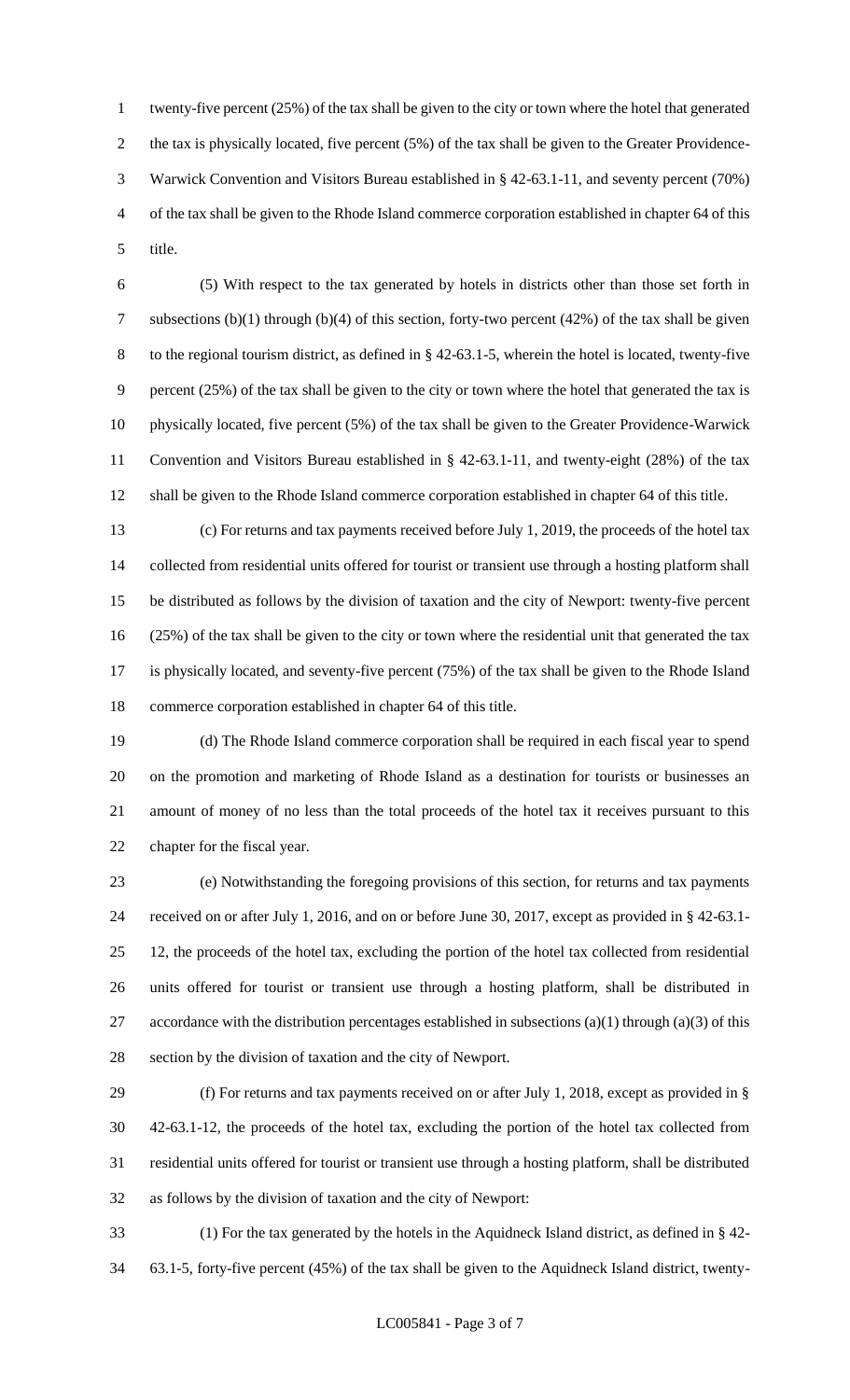twenty-five percent (25%) of the tax shall be given to the city or town where the hotel that generated the tax is physically located, five percent (5%) of the tax shall be given to the Greater Providence-Warwick Convention and Visitors Bureau established in § 42-63.1-11, and seventy percent (70%) of the tax shall be given to the Rhode Island commerce corporation established in chapter 64 of this title.

(5) With respect to the tax generated by hotels in districts other than those set forth in subsections (b)(1) through (b)(4) of this section, forty-two percent (42%) of the tax shall be given to the regional tourism district, as defined in § 42-63.1-5, wherein the hotel is located, twenty-five percent (25%) of the tax shall be given to the city or town where the hotel that generated the tax is physically located, five percent (5%) of the tax shall be given to the Greater Providence-Warwick Convention and Visitors Bureau established in § 42-63.1-11, and twenty-eight (28%) of the tax shall be given to the Rhode Island commerce corporation established in chapter 64 of this title.

(c) For returns and tax payments received before July 1, 2019, the proceeds of the hotel tax collected from residential units offered for tourist or transient use through a hosting platform shall be distributed as follows by the division of taxation and the city of Newport: twenty-five percent (25%) of the tax shall be given to the city or town where the residential unit that generated the tax is physically located, and seventy-five percent (75%) of the tax shall be given to the Rhode Island commerce corporation established in chapter 64 of this title.

(d) The Rhode Island commerce corporation shall be required in each fiscal year to spend on the promotion and marketing of Rhode Island as a destination for tourists or businesses an amount of money of no less than the total proceeds of the hotel tax it receives pursuant to this chapter for the fiscal year.

(e) Notwithstanding the foregoing provisions of this section, for returns and tax payments received on or after July 1, 2016, and on or before June 30, 2017, except as provided in § 42-63.1-12, the proceeds of the hotel tax, excluding the portion of the hotel tax collected from residential units offered for tourist or transient use through a hosting platform, shall be distributed in accordance with the distribution percentages established in subsections (a)(1) through (a)(3) of this section by the division of taxation and the city of Newport.

(f) For returns and tax payments received on or after July 1, 2018, except as provided in § 42-63.1-12, the proceeds of the hotel tax, excluding the portion of the hotel tax collected from residential units offered for tourist or transient use through a hosting platform, shall be distributed as follows by the division of taxation and the city of Newport:

(1) For the tax generated by the hotels in the Aquidneck Island district, as defined in § 42-63.1-5, forty-five percent (45%) of the tax shall be given to the Aquidneck Island district, twenty-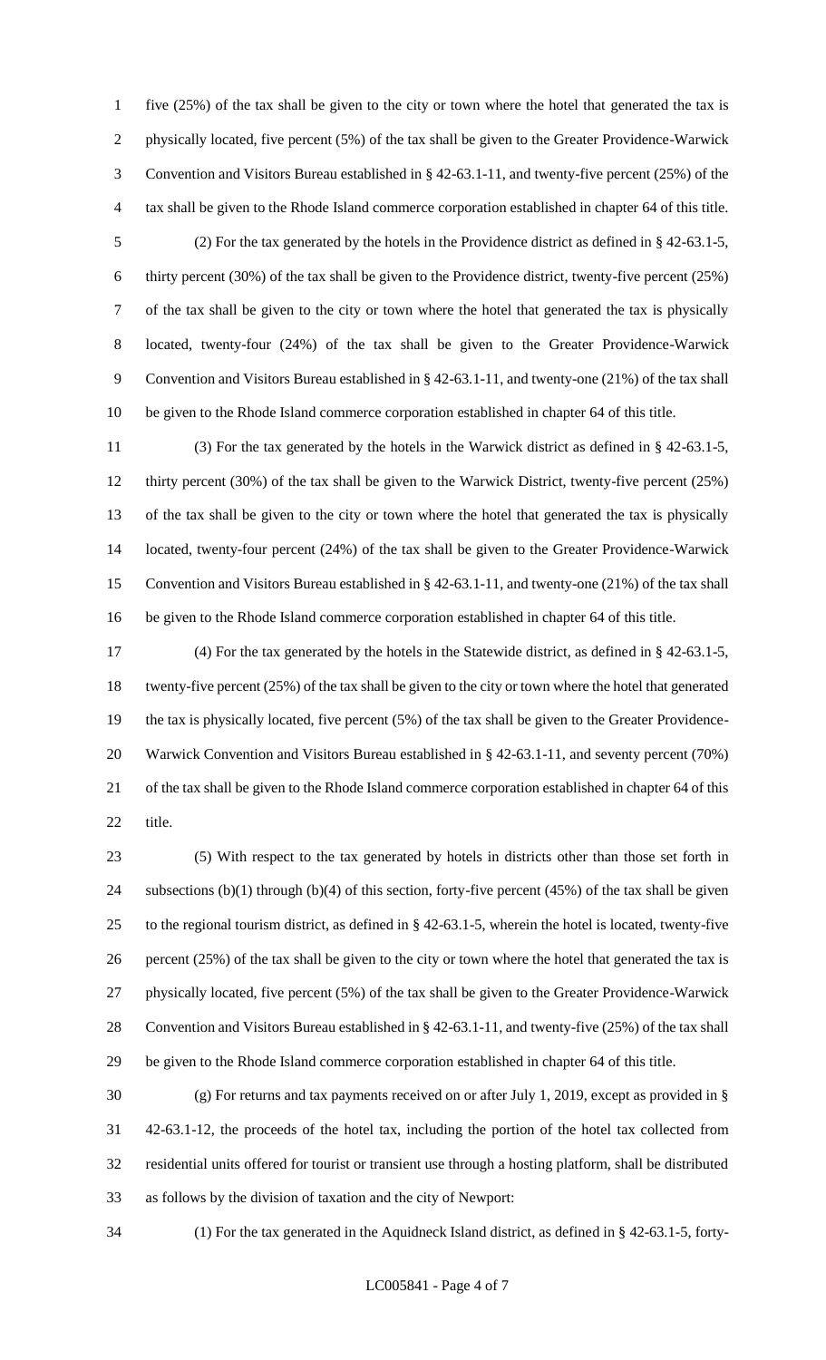five (25%) of the tax shall be given to the city or town where the hotel that generated the tax is physically located, five percent (5%) of the tax shall be given to the Greater Providence-Warwick Convention and Visitors Bureau established in § 42-63.1-11, and twenty-five percent (25%) of the tax shall be given to the Rhode Island commerce corporation established in chapter 64 of this title.

(2) For the tax generated by the hotels in the Providence district as defined in § 42-63.1-5, thirty percent (30%) of the tax shall be given to the Providence district, twenty-five percent (25%) of the tax shall be given to the city or town where the hotel that generated the tax is physically located, twenty-four (24%) of the tax shall be given to the Greater Providence-Warwick Convention and Visitors Bureau established in § 42-63.1-11, and twenty-one (21%) of the tax shall be given to the Rhode Island commerce corporation established in chapter 64 of this title.

(3) For the tax generated by the hotels in the Warwick district as defined in § 42-63.1-5, thirty percent (30%) of the tax shall be given to the Warwick District, twenty-five percent (25%) of the tax shall be given to the city or town where the hotel that generated the tax is physically located, twenty-four percent (24%) of the tax shall be given to the Greater Providence-Warwick Convention and Visitors Bureau established in § 42-63.1-11, and twenty-one (21%) of the tax shall be given to the Rhode Island commerce corporation established in chapter 64 of this title.

(4) For the tax generated by the hotels in the Statewide district, as defined in § 42-63.1-5, twenty-five percent (25%) of the tax shall be given to the city or town where the hotel that generated the tax is physically located, five percent (5%) of the tax shall be given to the Greater Providence-Warwick Convention and Visitors Bureau established in § 42-63.1-11, and seventy percent (70%) of the tax shall be given to the Rhode Island commerce corporation established in chapter 64 of this title.

(5) With respect to the tax generated by hotels in districts other than those set forth in subsections (b)(1) through (b)(4) of this section, forty-five percent (45%) of the tax shall be given to the regional tourism district, as defined in § 42-63.1-5, wherein the hotel is located, twenty-five percent (25%) of the tax shall be given to the city or town where the hotel that generated the tax is physically located, five percent (5%) of the tax shall be given to the Greater Providence-Warwick Convention and Visitors Bureau established in § 42-63.1-11, and twenty-five (25%) of the tax shall be given to the Rhode Island commerce corporation established in chapter 64 of this title.

(g) For returns and tax payments received on or after July 1, 2019, except as provided in § 42-63.1-12, the proceeds of the hotel tax, including the portion of the hotel tax collected from residential units offered for tourist or transient use through a hosting platform, shall be distributed as follows by the division of taxation and the city of Newport:

(1) For the tax generated in the Aquidneck Island district, as defined in § 42-63.1-5, forty-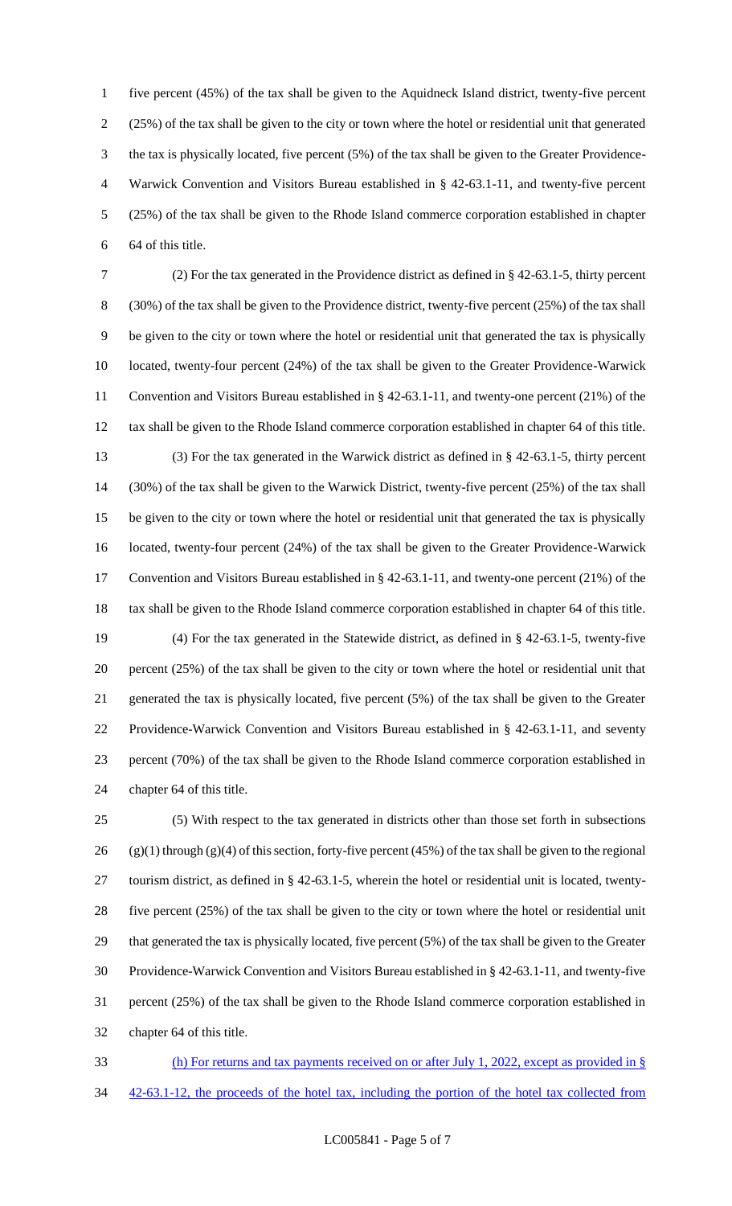five percent (45%) of the tax shall be given to the Aquidneck Island district, twenty-five percent (25%) of the tax shall be given to the city or town where the hotel or residential unit that generated the tax is physically located, five percent (5%) of the tax shall be given to the Greater Providence-Warwick Convention and Visitors Bureau established in § 42-63.1-11, and twenty-five percent (25%) of the tax shall be given to the Rhode Island commerce corporation established in chapter 64 of this title.

(2) For the tax generated in the Providence district as defined in § 42-63.1-5, thirty percent (30%) of the tax shall be given to the Providence district, twenty-five percent (25%) of the tax shall be given to the city or town where the hotel or residential unit that generated the tax is physically located, twenty-four percent (24%) of the tax shall be given to the Greater Providence-Warwick Convention and Visitors Bureau established in § 42-63.1-11, and twenty-one percent (21%) of the tax shall be given to the Rhode Island commerce corporation established in chapter 64 of this title.

(3) For the tax generated in the Warwick district as defined in § 42-63.1-5, thirty percent (30%) of the tax shall be given to the Warwick District, twenty-five percent (25%) of the tax shall be given to the city or town where the hotel or residential unit that generated the tax is physically located, twenty-four percent (24%) of the tax shall be given to the Greater Providence-Warwick Convention and Visitors Bureau established in § 42-63.1-11, and twenty-one percent (21%) of the tax shall be given to the Rhode Island commerce corporation established in chapter 64 of this title.

(4) For the tax generated in the Statewide district, as defined in § 42-63.1-5, twenty-five percent (25%) of the tax shall be given to the city or town where the hotel or residential unit that generated the tax is physically located, five percent (5%) of the tax shall be given to the Greater Providence-Warwick Convention and Visitors Bureau established in § 42-63.1-11, and seventy percent (70%) of the tax shall be given to the Rhode Island commerce corporation established in chapter 64 of this title.

(5) With respect to the tax generated in districts other than those set forth in subsections (g)(1) through (g)(4) of this section, forty-five percent (45%) of the tax shall be given to the regional tourism district, as defined in § 42-63.1-5, wherein the hotel or residential unit is located, twenty-five percent (25%) of the tax shall be given to the city or town where the hotel or residential unit that generated the tax is physically located, five percent (5%) of the tax shall be given to the Greater Providence-Warwick Convention and Visitors Bureau established in § 42-63.1-11, and twenty-five percent (25%) of the tax shall be given to the Rhode Island commerce corporation established in chapter 64 of this title.

(h) For returns and tax payments received on or after July 1, 2022, except as provided in § 42-63.1-12, the proceeds of the hotel tax, including the portion of the hotel tax collected from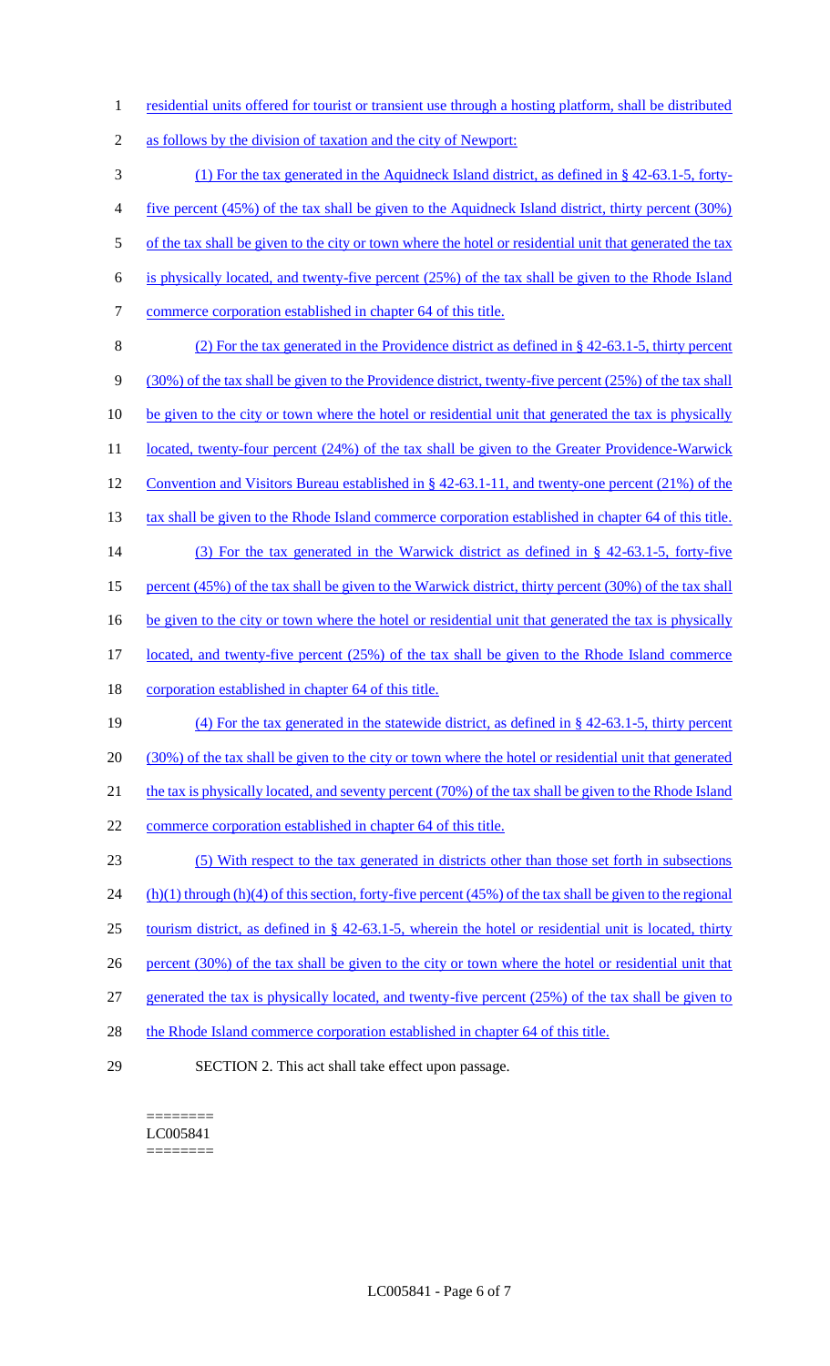residential units offered for tourist or transient use through a hosting platform, shall be distributed as follows by the division of taxation and the city of Newport:

(1) For the tax generated in the Aquidneck Island district, as defined in § 42-63.1-5, forty-five percent (45%) of the tax shall be given to the Aquidneck Island district, thirty percent (30%) of the tax shall be given to the city or town where the hotel or residential unit that generated the tax is physically located, and twenty-five percent (25%) of the tax shall be given to the Rhode Island commerce corporation established in chapter 64 of this title.

(2) For the tax generated in the Providence district as defined in § 42-63.1-5, thirty percent (30%) of the tax shall be given to the Providence district, twenty-five percent (25%) of the tax shall be given to the city or town where the hotel or residential unit that generated the tax is physically located, twenty-four percent (24%) of the tax shall be given to the Greater Providence-Warwick Convention and Visitors Bureau established in § 42-63.1-11, and twenty-one percent (21%) of the tax shall be given to the Rhode Island commerce corporation established in chapter 64 of this title.

(3) For the tax generated in the Warwick district as defined in § 42-63.1-5, forty-five percent (45%) of the tax shall be given to the Warwick district, thirty percent (30%) of the tax shall be given to the city or town where the hotel or residential unit that generated the tax is physically located, and twenty-five percent (25%) of the tax shall be given to the Rhode Island commerce corporation established in chapter 64 of this title.

(4) For the tax generated in the statewide district, as defined in § 42-63.1-5, thirty percent (30%) of the tax shall be given to the city or town where the hotel or residential unit that generated the tax is physically located, and seventy percent (70%) of the tax shall be given to the Rhode Island commerce corporation established in chapter 64 of this title.

(5) With respect to the tax generated in districts other than those set forth in subsections (h)(1) through (h)(4) of this section, forty-five percent (45%) of the tax shall be given to the regional tourism district, as defined in § 42-63.1-5, wherein the hotel or residential unit is located, thirty percent (30%) of the tax shall be given to the city or town where the hotel or residential unit that generated the tax is physically located, and twenty-five percent (25%) of the tax shall be given to the Rhode Island commerce corporation established in chapter 64 of this title.

SECTION 2. This act shall take effect upon passage.

========
LC005841
========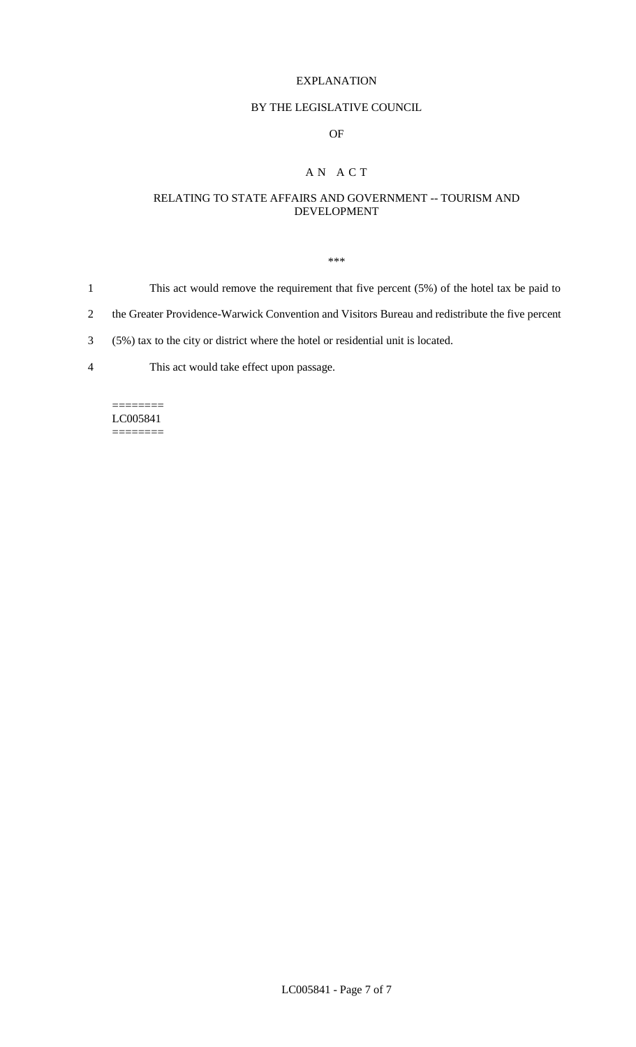EXPLANATION

BY THE LEGISLATIVE COUNCIL

OF

# A N A C T

## RELATING TO STATE AFFAIRS AND GOVERNMENT -- TOURISM AND DEVELOPMENT

\*\*\*

1 This act would remove the requirement that five percent (5%) of the hotel tax be paid to
2 the Greater Providence-Warwick Convention and Visitors Bureau and redistribute the five percent
3 (5%) tax to the city or district where the hotel or residential unit is located.
4 This act would take effect upon passage.

========
LC005841
========